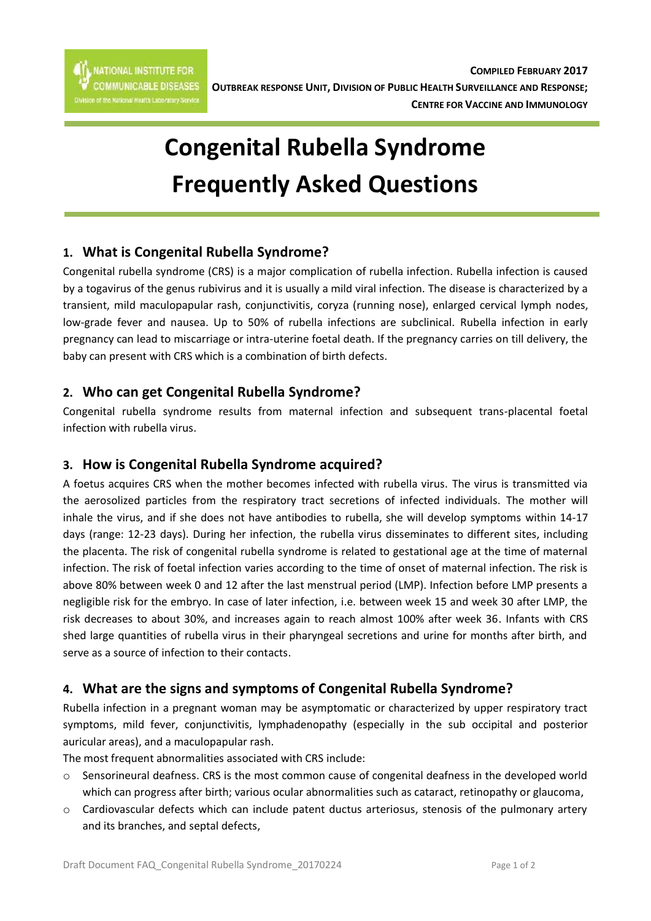NATIONAL INSTITUTE FOR COMMUNICABLE DISEASES
Division of the National Health Laboratory Service

**COMPILED FEBRUARY 2017**
**OUTBREAK RESPONSE UNIT, DIVISION OF PUBLIC HEALTH SURVEILLANCE AND RESPONSE;**
**CENTRE FOR VACCINE AND IMMUNOLOGY**

# Congenital Rubella Syndrome Frequently Asked Questions

## 1. What is Congenital Rubella Syndrome?

Congenital rubella syndrome (CRS) is a major complication of rubella infection. Rubella infection is caused by a togavirus of the genus rubivirus and it is usually a mild viral infection. The disease is characterized by a transient, mild maculopapular rash, conjunctivitis, coryza (running nose), enlarged cervical lymph nodes, low-grade fever and nausea. Up to 50% of rubella infections are subclinical. Rubella infection in early pregnancy can lead to miscarriage or intra-uterine foetal death. If the pregnancy carries on till delivery, the baby can present with CRS which is a combination of birth defects.

## 2. Who can get Congenital Rubella Syndrome?

Congenital rubella syndrome results from maternal infection and subsequent trans-placental foetal infection with rubella virus.

## 3. How is Congenital Rubella Syndrome acquired?

A foetus acquires CRS when the mother becomes infected with rubella virus. The virus is transmitted via the aerosolized particles from the respiratory tract secretions of infected individuals. The mother will inhale the virus, and if she does not have antibodies to rubella, she will develop symptoms within 14-17 days (range: 12-23 days). During her infection, the rubella virus disseminates to different sites, including the placenta. The risk of congenital rubella syndrome is related to gestational age at the time of maternal infection. The risk of foetal infection varies according to the time of onset of maternal infection. The risk is above 80% between week 0 and 12 after the last menstrual period (LMP). Infection before LMP presents a negligible risk for the embryo. In case of later infection, i.e. between week 15 and week 30 after LMP, the risk decreases to about 30%, and increases again to reach almost 100% after week 36. Infants with CRS shed large quantities of rubella virus in their pharyngeal secretions and urine for months after birth, and serve as a source of infection to their contacts.

## 4. What are the signs and symptoms of Congenital Rubella Syndrome?

Rubella infection in a pregnant woman may be asymptomatic or characterized by upper respiratory tract symptoms, mild fever, conjunctivitis, lymphadenopathy (especially in the sub occipital and posterior auricular areas), and a maculopapular rash.

The most frequent abnormalities associated with CRS include:

- Sensorineural deafness. CRS is the most common cause of congenital deafness in the developed world which can progress after birth; various ocular abnormalities such as cataract, retinopathy or glaucoma,
- Cardiovascular defects which can include patent ductus arteriosus, stenosis of the pulmonary artery and its branches, and septal defects,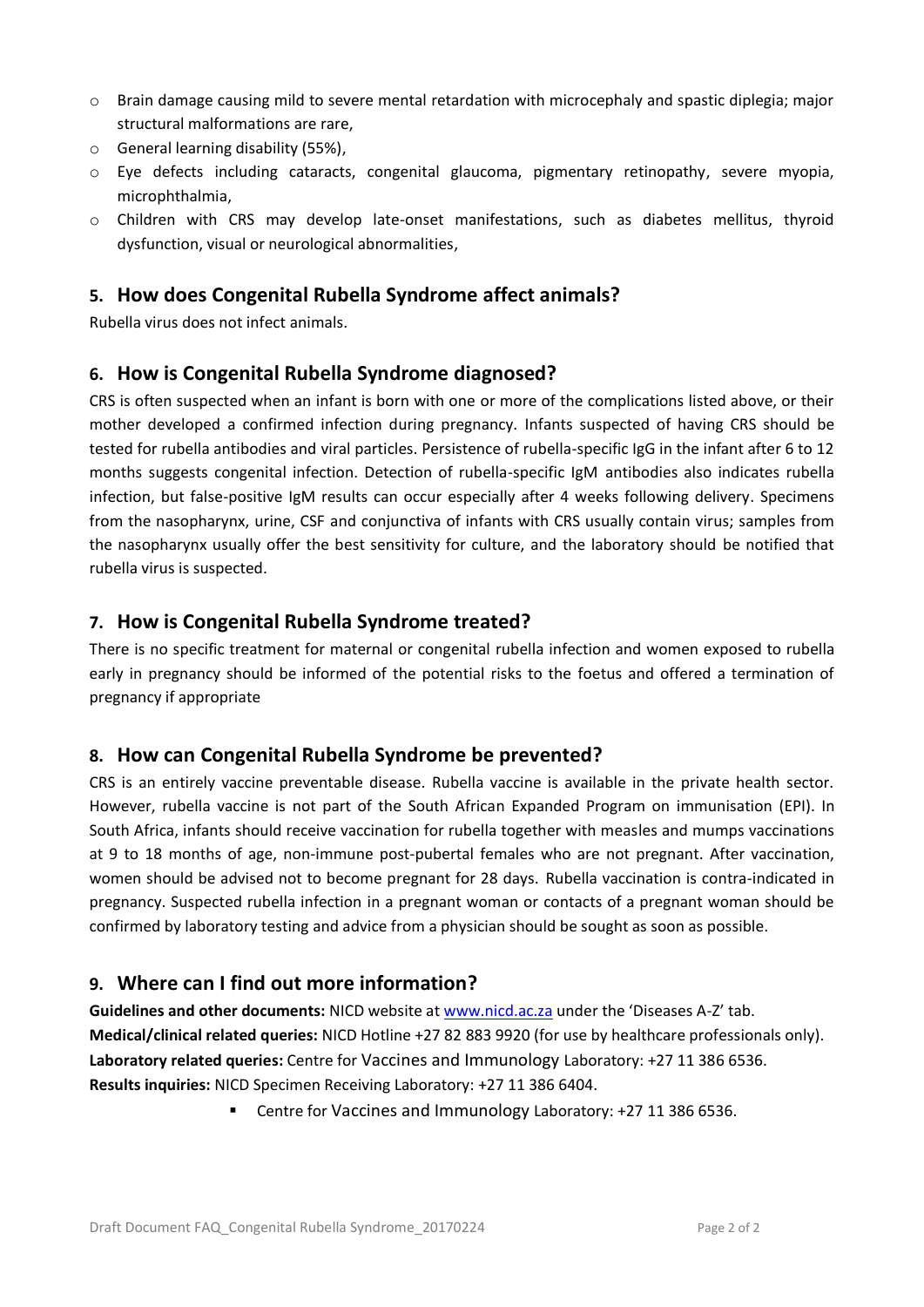- Brain damage causing mild to severe mental retardation with microcephaly and spastic diplegia; major structural malformations are rare,
- General learning disability (55%),
- Eye defects including cataracts, congenital glaucoma, pigmentary retinopathy, severe myopia, microphthalmia,
- Children with CRS may develop late-onset manifestations, such as diabetes mellitus, thyroid dysfunction, visual or neurological abnormalities,

## 5. How does Congenital Rubella Syndrome affect animals?

Rubella virus does not infect animals.

## 6. How is Congenital Rubella Syndrome diagnosed?

CRS is often suspected when an infant is born with one or more of the complications listed above, or their mother developed a confirmed infection during pregnancy. Infants suspected of having CRS should be tested for rubella antibodies and viral particles. Persistence of rubella-specific IgG in the infant after 6 to 12 months suggests congenital infection. Detection of rubella-specific IgM antibodies also indicates rubella infection, but false-positive IgM results can occur especially after 4 weeks following delivery. Specimens from the nasopharynx, urine, CSF and conjunctiva of infants with CRS usually contain virus; samples from the nasopharynx usually offer the best sensitivity for culture, and the laboratory should be notified that rubella virus is suspected.

## 7. How is Congenital Rubella Syndrome treated?

There is no specific treatment for maternal or congenital rubella infection and women exposed to rubella early in pregnancy should be informed of the potential risks to the foetus and offered a termination of pregnancy if appropriate

## 8. How can Congenital Rubella Syndrome be prevented?

CRS is an entirely vaccine preventable disease. Rubella vaccine is available in the private health sector. However, rubella vaccine is not part of the South African Expanded Program on immunisation (EPI). In South Africa, infants should receive vaccination for rubella together with measles and mumps vaccinations at 9 to 18 months of age, non-immune post-pubertal females who are not pregnant. After vaccination, women should be advised not to become pregnant for 28 days. Rubella vaccination is contra-indicated in pregnancy. Suspected rubella infection in a pregnant woman or contacts of a pregnant woman should be confirmed by laboratory testing and advice from a physician should be sought as soon as possible.

## 9. Where can I find out more information?

**Guidelines and other documents:** NICD website at www.nicd.ac.za under the 'Diseases A-Z' tab.
**Medical/clinical related queries:** NICD Hotline +27 82 883 9920 (for use by healthcare professionals only).
**Laboratory related queries:** Centre for Vaccines and Immunology Laboratory: +27 11 386 6536.
**Results inquiries:** NICD Specimen Receiving Laboratory: +27 11 386 6404.

- Centre for Vaccines and Immunology Laboratory: +27 11 386 6536.